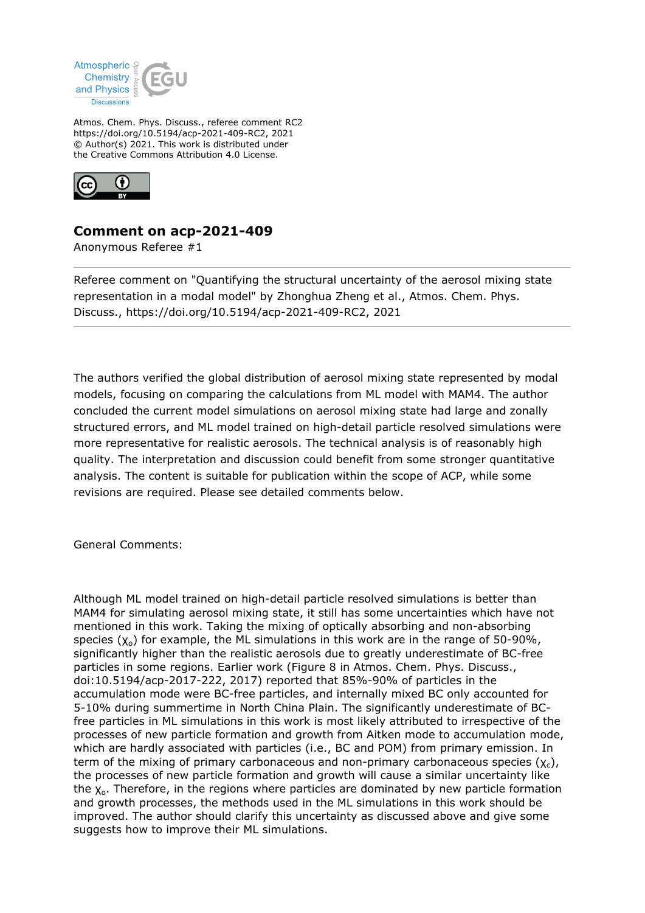Atmospheric Chemistry and Physics Discussions

Atmos. Chem. Phys. Discuss., referee comment RC2
https://doi.org/10.5194/acp-2021-409-RC2, 2021
© Author(s) 2021. This work is distributed under
the Creative Commons Attribution 4.0 License.

## Comment on acp-2021-409

Anonymous Referee #1

Referee comment on "Quantifying the structural uncertainty of the aerosol mixing state representation in a modal model" by Zhonghua Zheng et al., Atmos. Chem. Phys. Discuss., https://doi.org/10.5194/acp-2021-409-RC2, 2021

The authors verified the global distribution of aerosol mixing state represented by modal models, focusing on comparing the calculations from ML model with MAM4. The author concluded the current model simulations on aerosol mixing state had large and zonally structured errors, and ML model trained on high-detail particle resolved simulations were more representative for realistic aerosols. The technical analysis is of reasonably high quality. The interpretation and discussion could benefit from some stronger quantitative analysis. The content is suitable for publication within the scope of ACP, while some revisions are required. Please see detailed comments below.

General Comments:

Although ML model trained on high-detail particle resolved simulations is better than MAM4 for simulating aerosol mixing state, it still has some uncertainties which have not mentioned in this work. Taking the mixing of optically absorbing and non-absorbing species ($\chi_o$) for example, the ML simulations in this work are in the range of 50-90%, significantly higher than the realistic aerosols due to greatly underestimate of BC-free particles in some regions. Earlier work (Figure 8 in Atmos. Chem. Phys. Discuss., doi:10.5194/acp-2017-222, 2017) reported that 85%-90% of particles in the accumulation mode were BC-free particles, and internally mixed BC only accounted for 5-10% during summertime in North China Plain. The significantly underestimate of BC-free particles in ML simulations in this work is most likely attributed to irrespective of the processes of new particle formation and growth from Aitken mode to accumulation mode, which are hardly associated with particles (i.e., BC and POM) from primary emission. In term of the mixing of primary carbonaceous and non-primary carbonaceous species ($\chi_c$), the processes of new particle formation and growth will cause a similar uncertainty like the $\chi_o$. Therefore, in the regions where particles are dominated by new particle formation and growth processes, the methods used in the ML simulations in this work should be improved. The author should clarify this uncertainty as discussed above and give some suggests how to improve their ML simulations.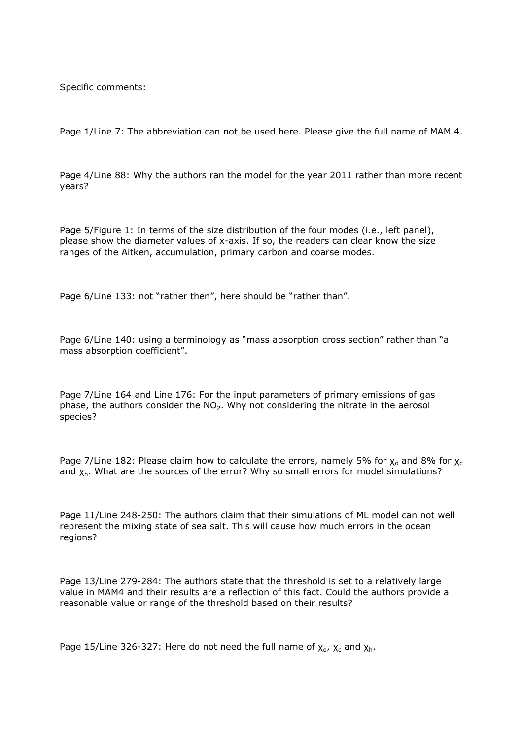Specific comments:

Page 1/Line 7: The abbreviation can not be used here. Please give the full name of MAM 4.

Page 4/Line 88: Why the authors ran the model for the year 2011 rather than more recent years?

Page 5/Figure 1: In terms of the size distribution of the four modes (i.e., left panel), please show the diameter values of x-axis. If so, the readers can clear know the size ranges of the Aitken, accumulation, primary carbon and coarse modes.

Page 6/Line 133: not "rather then", here should be "rather than".

Page 6/Line 140: using a terminology as "mass absorption cross section" rather than "a mass absorption coefficient".

Page 7/Line 164 and Line 176: For the input parameters of primary emissions of gas phase, the authors consider the $NO_2$. Why not considering the nitrate in the aerosol species?

Page 7/Line 182: Please claim how to calculate the errors, namely 5% for $\chi_o$ and 8% for $\chi_c$ and $\chi_h$. What are the sources of the error? Why so small errors for model simulations?

Page 11/Line 248-250: The authors claim that their simulations of ML model can not well represent the mixing state of sea salt. This will cause how much errors in the ocean regions?

Page 13/Line 279-284: The authors state that the threshold is set to a relatively large value in MAM4 and their results are a reflection of this fact. Could the authors provide a reasonable value or range of the threshold based on their results?

Page 15/Line 326-327: Here do not need the full name of $\chi_o$, $\chi_c$ and $\chi_h$.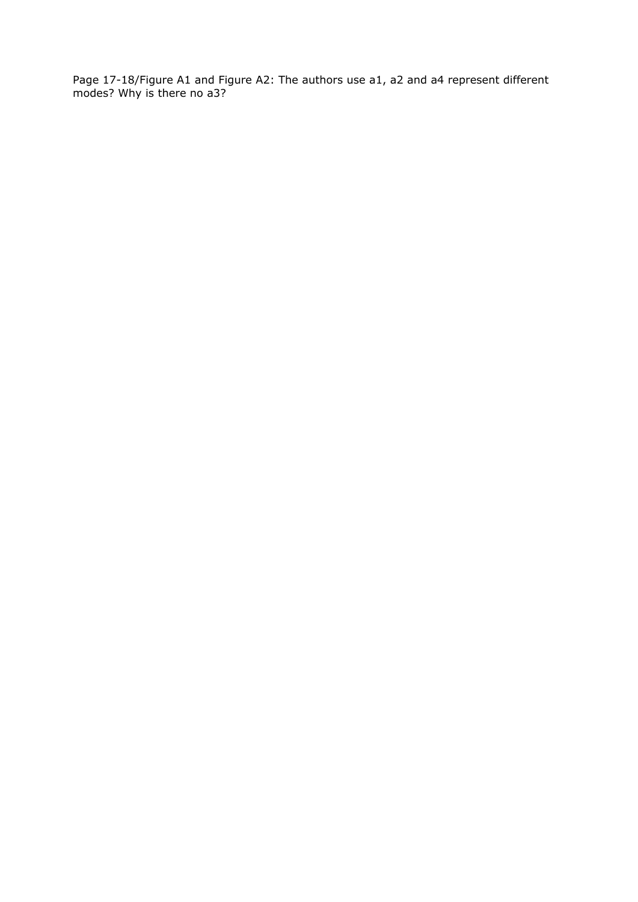Page 17-18/Figure A1 and Figure A2: The authors use a1, a2 and a4 represent different modes? Why is there no a3?